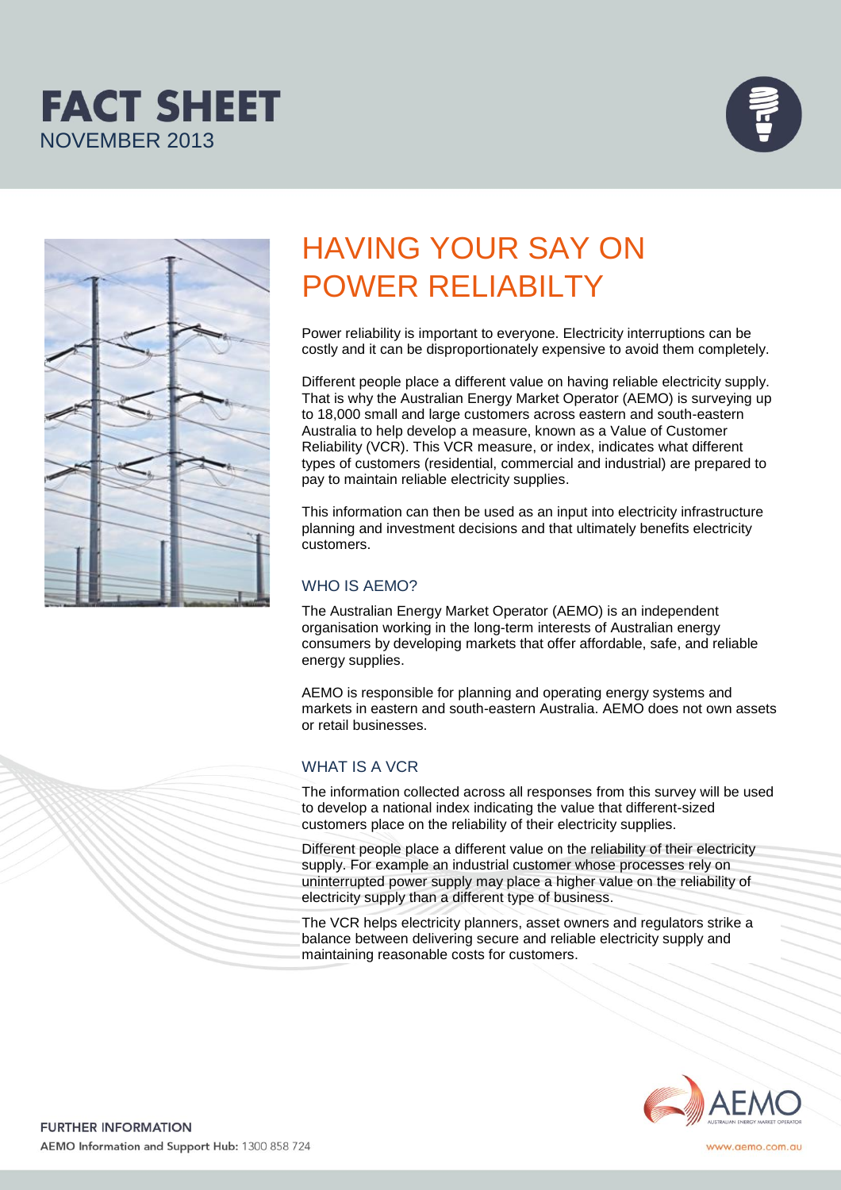# FACT SHEET
NOVEMBER 2013

# HAVING YOUR SAY ON POWER RELIABILTY

Power reliability is important to everyone. Electricity interruptions can be costly and it can be disproportionately expensive to avoid them completely.

Different people place a different value on having reliable electricity supply. That is why the Australian Energy Market Operator (AEMO) is surveying up to 18,000 small and large customers across eastern and south-eastern Australia to help develop a measure, known as a Value of Customer Reliability (VCR). This VCR measure, or index, indicates what different types of customers (residential, commercial and industrial) are prepared to pay to maintain reliable electricity supplies.

This information can then be used as an input into electricity infrastructure planning and investment decisions and that ultimately benefits electricity customers.

## WHO IS AEMO?

The Australian Energy Market Operator (AEMO) is an independent organisation working in the long-term interests of Australian energy consumers by developing markets that offer affordable, safe, and reliable energy supplies.

AEMO is responsible for planning and operating energy systems and markets in eastern and south-eastern Australia. AEMO does not own assets or retail businesses.

## WHAT IS A VCR

The information collected across all responses from this survey will be used to develop a national index indicating the value that different-sized customers place on the reliability of their electricity supplies.

Different people place a different value on the reliability of their electricity supply. For example an industrial customer whose processes rely on uninterrupted power supply may place a higher value on the reliability of electricity supply than a different type of business.

The VCR helps electricity planners, asset owners and regulators strike a balance between delivering secure and reliable electricity supply and maintaining reasonable costs for customers.

**FURTHER INFORMATION**

**AEMO Information and Support Hub:** 1300 858 724

www.aemo.com.au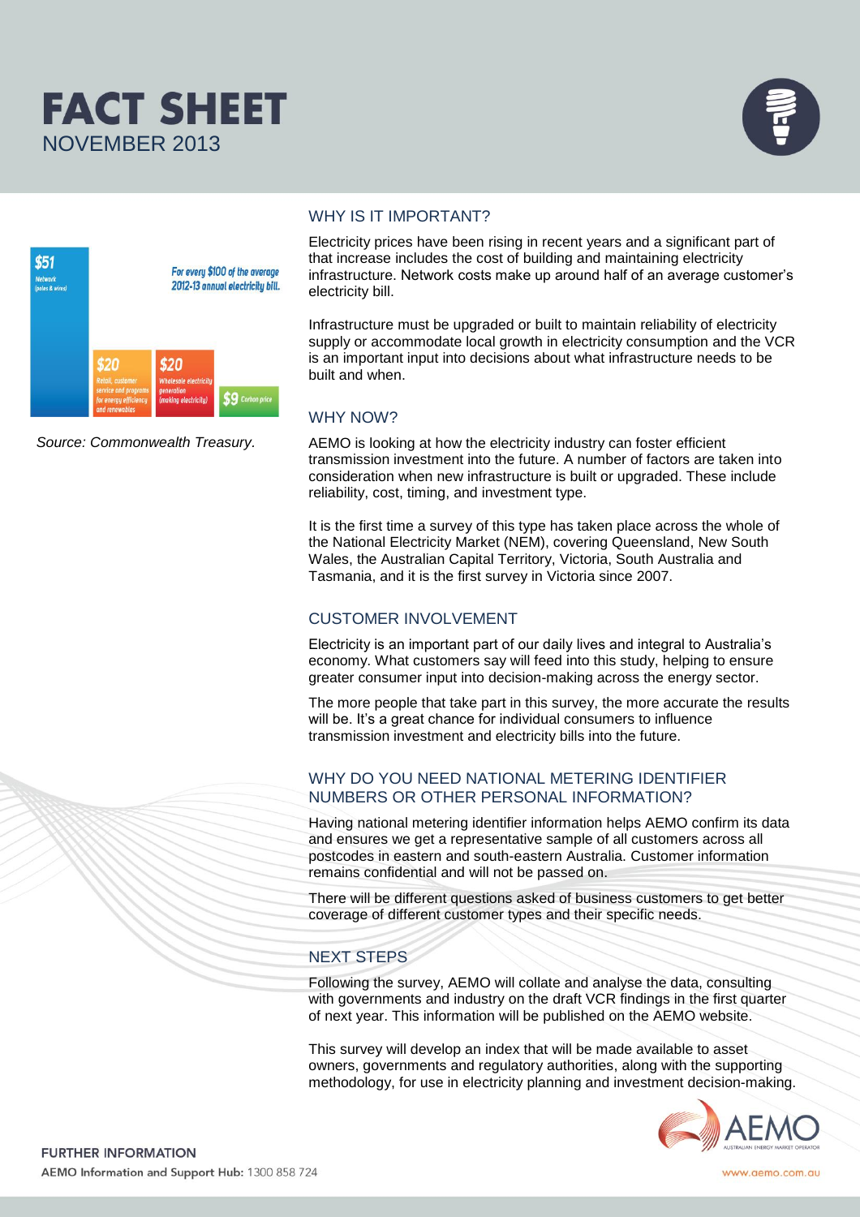# FACT SHEET

NOVEMBER 2013

$51
Network
(poles & wires)

For every $100 of the average 2012-13 annual electricity bill.

$20
Retail, customer service and programs for energy efficiency and renewables

$20
Wholesale electricity generation (making electricity)

$9 Carbon price

*Source: Commonwealth Treasury.*

## WHY IS IT IMPORTANT?

Electricity prices have been rising in recent years and a significant part of that increase includes the cost of building and maintaining electricity infrastructure. Network costs make up around half of an average customer's electricity bill.

Infrastructure must be upgraded or built to maintain reliability of electricity supply or accommodate local growth in electricity consumption and the VCR is an important input into decisions about what infrastructure needs to be built and when.

## WHY NOW?

AEMO is looking at how the electricity industry can foster efficient transmission investment into the future. A number of factors are taken into consideration when new infrastructure is built or upgraded. These include reliability, cost, timing, and investment type.

It is the first time a survey of this type has taken place across the whole of the National Electricity Market (NEM), covering Queensland, New South Wales, the Australian Capital Territory, Victoria, South Australia and Tasmania, and it is the first survey in Victoria since 2007.

## CUSTOMER INVOLVEMENT

Electricity is an important part of our daily lives and integral to Australia's economy. What customers say will feed into this study, helping to ensure greater consumer input into decision-making across the energy sector.

The more people that take part in this survey, the more accurate the results will be. It's a great chance for individual consumers to influence transmission investment and electricity bills into the future.

## WHY DO YOU NEED NATIONAL METERING IDENTIFIER NUMBERS OR OTHER PERSONAL INFORMATION?

Having national metering identifier information helps AEMO confirm its data and ensures we get a representative sample of all customers across all postcodes in eastern and south-eastern Australia. Customer information remains confidential and will not be passed on.

There will be different questions asked of business customers to get better coverage of different customer types and their specific needs.

## NEXT STEPS

Following the survey, AEMO will collate and analyse the data, consulting with governments and industry on the draft VCR findings in the first quarter of next year. This information will be published on the AEMO website.

This survey will develop an index that will be made available to asset owners, governments and regulatory authorities, along with the supporting methodology, for use in electricity planning and investment decision-making.

**FURTHER INFORMATION**

**AEMO Information and Support Hub:** 1300 858 724

www.aemo.com.au